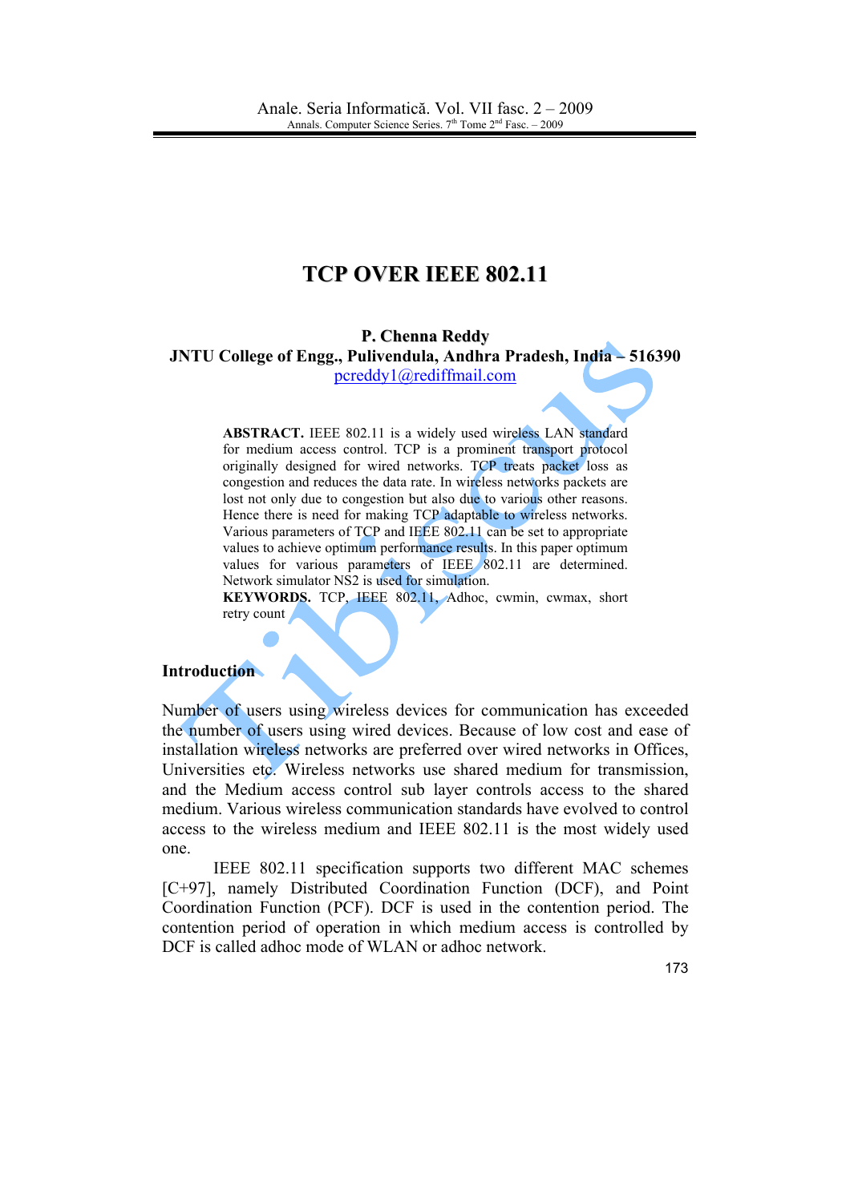# TCP OVER IEEE 802.11

**P. Chenna Reddy**
**JNTU College of Engg., Pulivendula, Andhra Pradesh, India – 516390**
pcreddy1@rediffmail.com

**ABSTRACT.** IEEE 802.11 is a widely used wireless LAN standard for medium access control. TCP is a prominent transport protocol originally designed for wired networks. TCP treats packet loss as congestion and reduces the data rate. In wireless networks packets are lost not only due to congestion but also due to various other reasons. Hence there is need for making TCP adaptable to wireless networks. Various parameters of TCP and IEEE 802.11 can be set to appropriate values to achieve optimum performance results. In this paper optimum values for various parameters of IEEE 802.11 are determined. Network simulator NS2 is used for simulation.

**KEYWORDS.** TCP, IEEE 802.11, Adhoc, cwmin, cwmax, short retry count

## Introduction

Number of users using wireless devices for communication has exceeded the number of users using wired devices. Because of low cost and ease of installation wireless networks are preferred over wired networks in Offices, Universities etc. Wireless networks use shared medium for transmission, and the Medium access control sub layer controls access to the shared medium. Various wireless communication standards have evolved to control access to the wireless medium and IEEE 802.11 is the most widely used one.

IEEE 802.11 specification supports two different MAC schemes [C+97], namely Distributed Coordination Function (DCF), and Point Coordination Function (PCF). DCF is used in the contention period. The contention period of operation in which medium access is controlled by DCF is called adhoc mode of WLAN or adhoc network.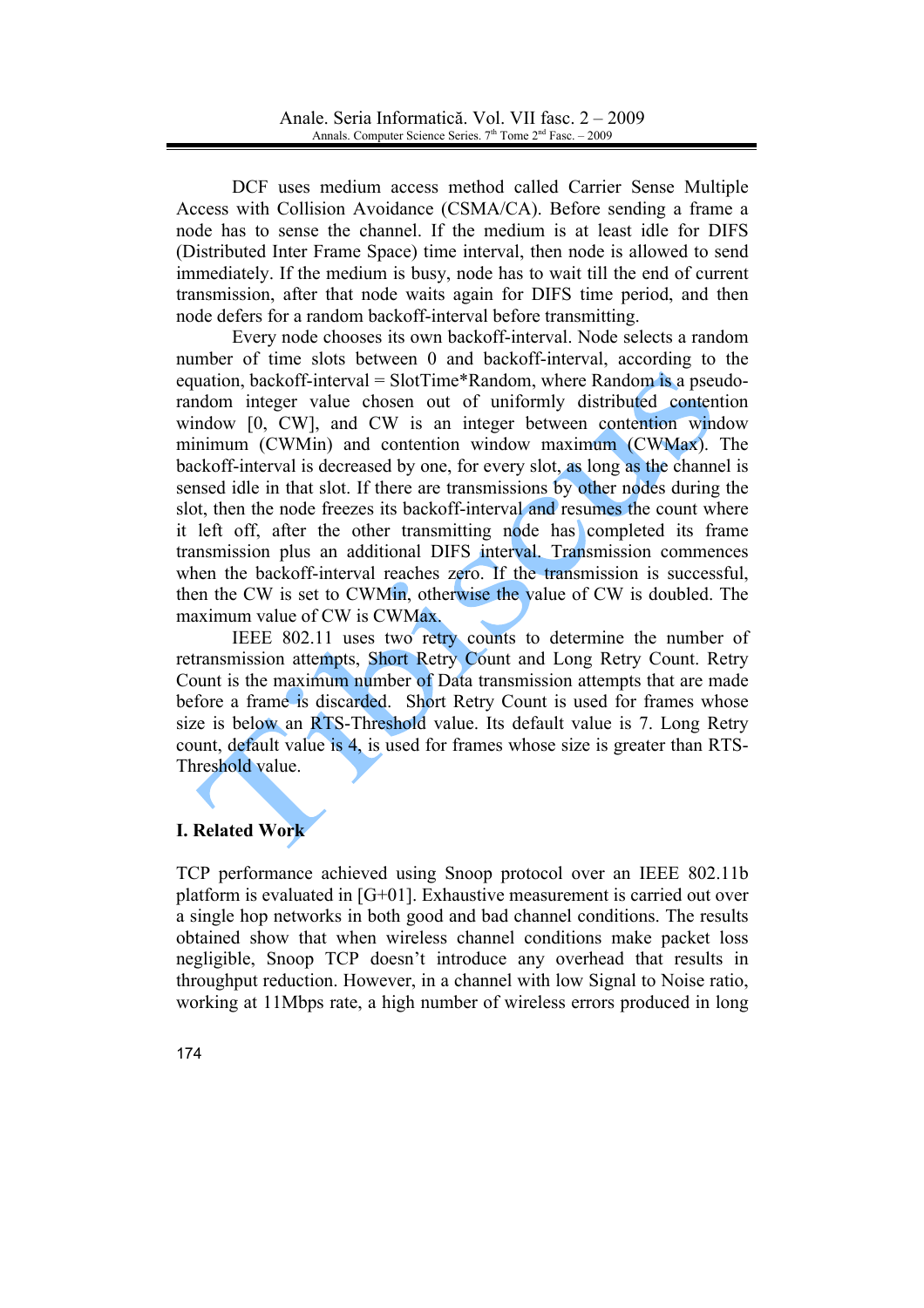DCF uses medium access method called Carrier Sense Multiple Access with Collision Avoidance (CSMA/CA). Before sending a frame a node has to sense the channel. If the medium is at least idle for DIFS (Distributed Inter Frame Space) time interval, then node is allowed to send immediately. If the medium is busy, node has to wait till the end of current transmission, after that node waits again for DIFS time period, and then node defers for a random backoff-interval before transmitting.

Every node chooses its own backoff-interval. Node selects a random number of time slots between 0 and backoff-interval, according to the equation, backoff-interval = SlotTime*Random, where Random is a pseudo-random integer value chosen out of uniformly distributed contention window [0, CW], and CW is an integer between contention window minimum (CWMin) and contention window maximum (CWMax). The backoff-interval is decreased by one, for every slot, as long as the channel is sensed idle in that slot. If there are transmissions by other nodes during the slot, then the node freezes its backoff-interval and resumes the count where it left off, after the other transmitting node has completed its frame transmission plus an additional DIFS interval. Transmission commences when the backoff-interval reaches zero. If the transmission is successful, then the CW is set to CWMin, otherwise the value of CW is doubled. The maximum value of CW is CWMax.

IEEE 802.11 uses two retry counts to determine the number of retransmission attempts, Short Retry Count and Long Retry Count. Retry Count is the maximum number of Data transmission attempts that are made before a frame is discarded. Short Retry Count is used for frames whose size is below an RTS-Threshold value. Its default value is 7. Long Retry count, default value is 4, is used for frames whose size is greater than RTS-Threshold value.

## I. Related Work

TCP performance achieved using Snoop protocol over an IEEE 802.11b platform is evaluated in [G+01]. Exhaustive measurement is carried out over a single hop networks in both good and bad channel conditions. The results obtained show that when wireless channel conditions make packet loss negligible, Snoop TCP doesn't introduce any overhead that results in throughput reduction. However, in a channel with low Signal to Noise ratio, working at 11Mbps rate, a high number of wireless errors produced in long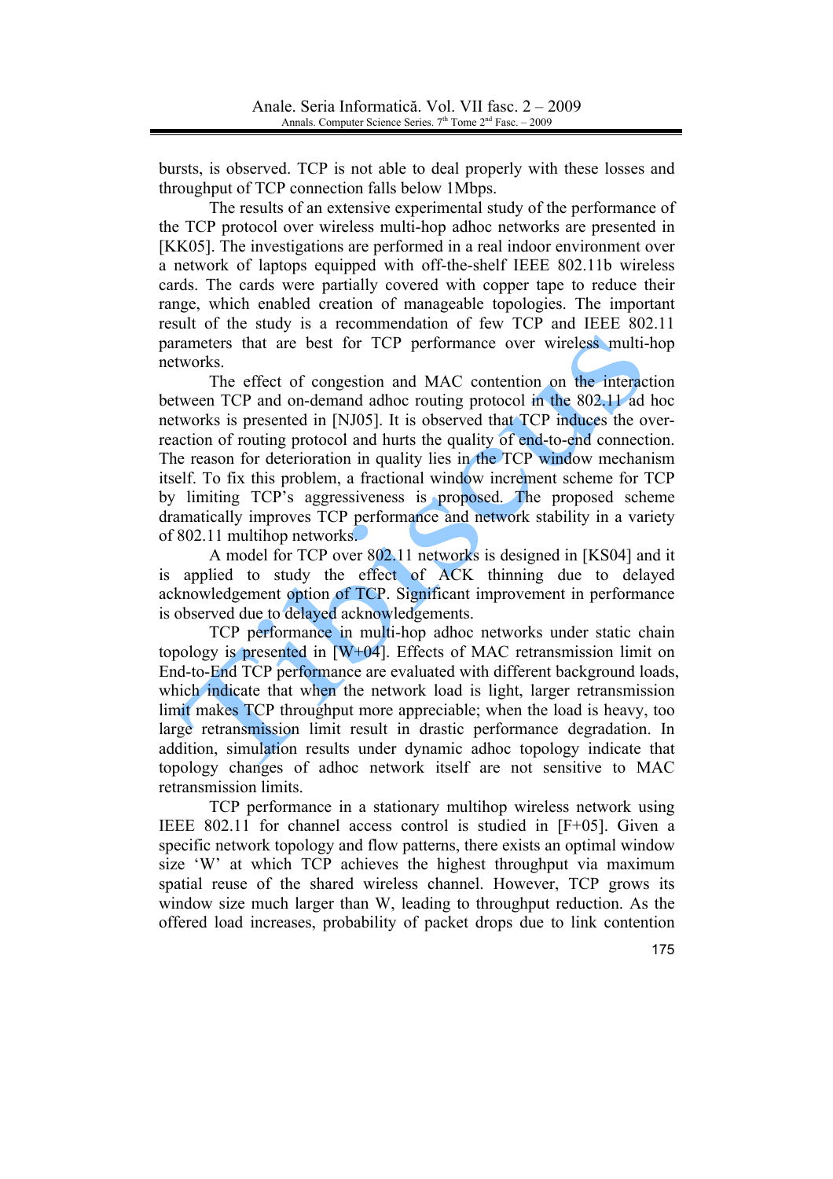bursts, is observed. TCP is not able to deal properly with these losses and throughput of TCP connection falls below 1Mbps.

The results of an extensive experimental study of the performance of the TCP protocol over wireless multi-hop adhoc networks are presented in [KK05]. The investigations are performed in a real indoor environment over a network of laptops equipped with off-the-shelf IEEE 802.11b wireless cards. The cards were partially covered with copper tape to reduce their range, which enabled creation of manageable topologies. The important result of the study is a recommendation of few TCP and IEEE 802.11 parameters that are best for TCP performance over wireless multi-hop networks.

The effect of congestion and MAC contention on the interaction between TCP and on-demand adhoc routing protocol in the 802.11 ad hoc networks is presented in [NJ05]. It is observed that TCP induces the over-reaction of routing protocol and hurts the quality of end-to-end connection. The reason for deterioration in quality lies in the TCP window mechanism itself. To fix this problem, a fractional window increment scheme for TCP by limiting TCP's aggressiveness is proposed. The proposed scheme dramatically improves TCP performance and network stability in a variety of 802.11 multihop networks.

A model for TCP over 802.11 networks is designed in [KS04] and it is applied to study the effect of ACK thinning due to delayed acknowledgement option of TCP. Significant improvement in performance is observed due to delayed acknowledgements.

TCP performance in multi-hop adhoc networks under static chain topology is presented in [W+04]. Effects of MAC retransmission limit on End-to-End TCP performance are evaluated with different background loads, which indicate that when the network load is light, larger retransmission limit makes TCP throughput more appreciable; when the load is heavy, too large retransmission limit result in drastic performance degradation. In addition, simulation results under dynamic adhoc topology indicate that topology changes of adhoc network itself are not sensitive to MAC retransmission limits.

TCP performance in a stationary multihop wireless network using IEEE 802.11 for channel access control is studied in [F+05]. Given a specific network topology and flow patterns, there exists an optimal window size 'W' at which TCP achieves the highest throughput via maximum spatial reuse of the shared wireless channel. However, TCP grows its window size much larger than W, leading to throughput reduction. As the offered load increases, probability of packet drops due to link contention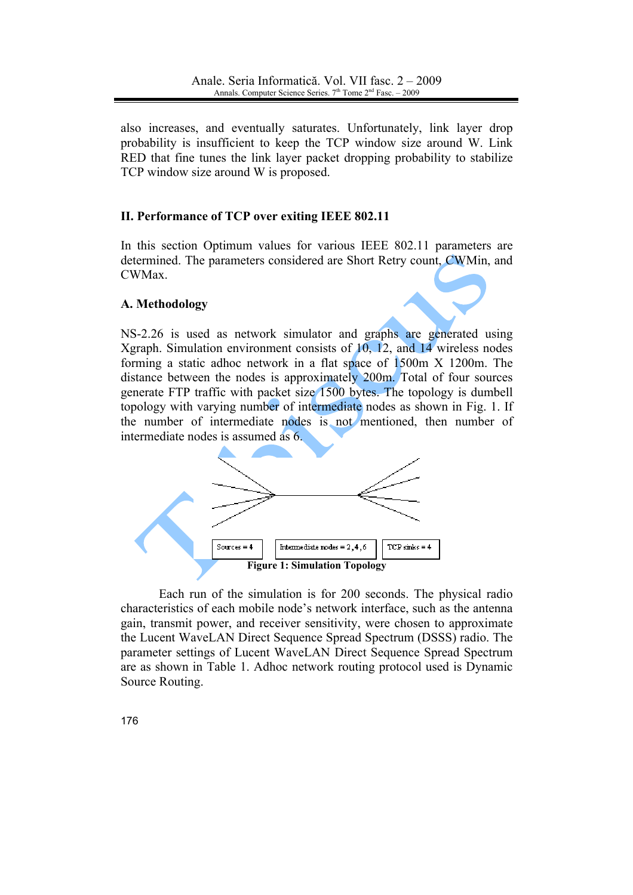also increases, and eventually saturates. Unfortunately, link layer drop probability is insufficient to keep the TCP window size around W. Link RED that fine tunes the link layer packet dropping probability to stabilize TCP window size around W is proposed.

## II. Performance of TCP over exiting IEEE 802.11

In this section Optimum values for various IEEE 802.11 parameters are determined. The parameters considered are Short Retry count, CWMin, and CWMax.

### A. Methodology

NS-2.26 is used as network simulator and graphs are generated using Xgraph. Simulation environment consists of 10, 12, and 14 wireless nodes forming a static adhoc network in a flat space of 1500m X 1200m. The distance between the nodes is approximately 200m. Total of four sources generate FTP traffic with packet size 1500 bytes. The topology is dumbell topology with varying number of intermediate nodes as shown in Fig. 1. If the number of intermediate nodes is not mentioned, then number of intermediate nodes is assumed as 6.

Sources = 4 | Intermediate nodes = 2,4,6 | TCP sinks = 4

**Figure 1: Simulation Topology**

Each run of the simulation is for 200 seconds. The physical radio characteristics of each mobile node's network interface, such as the antenna gain, transmit power, and receiver sensitivity, were chosen to approximate the Lucent WaveLAN Direct Sequence Spread Spectrum (DSSS) radio. The parameter settings of Lucent WaveLAN Direct Sequence Spread Spectrum are as shown in Table 1. Adhoc network routing protocol used is Dynamic Source Routing.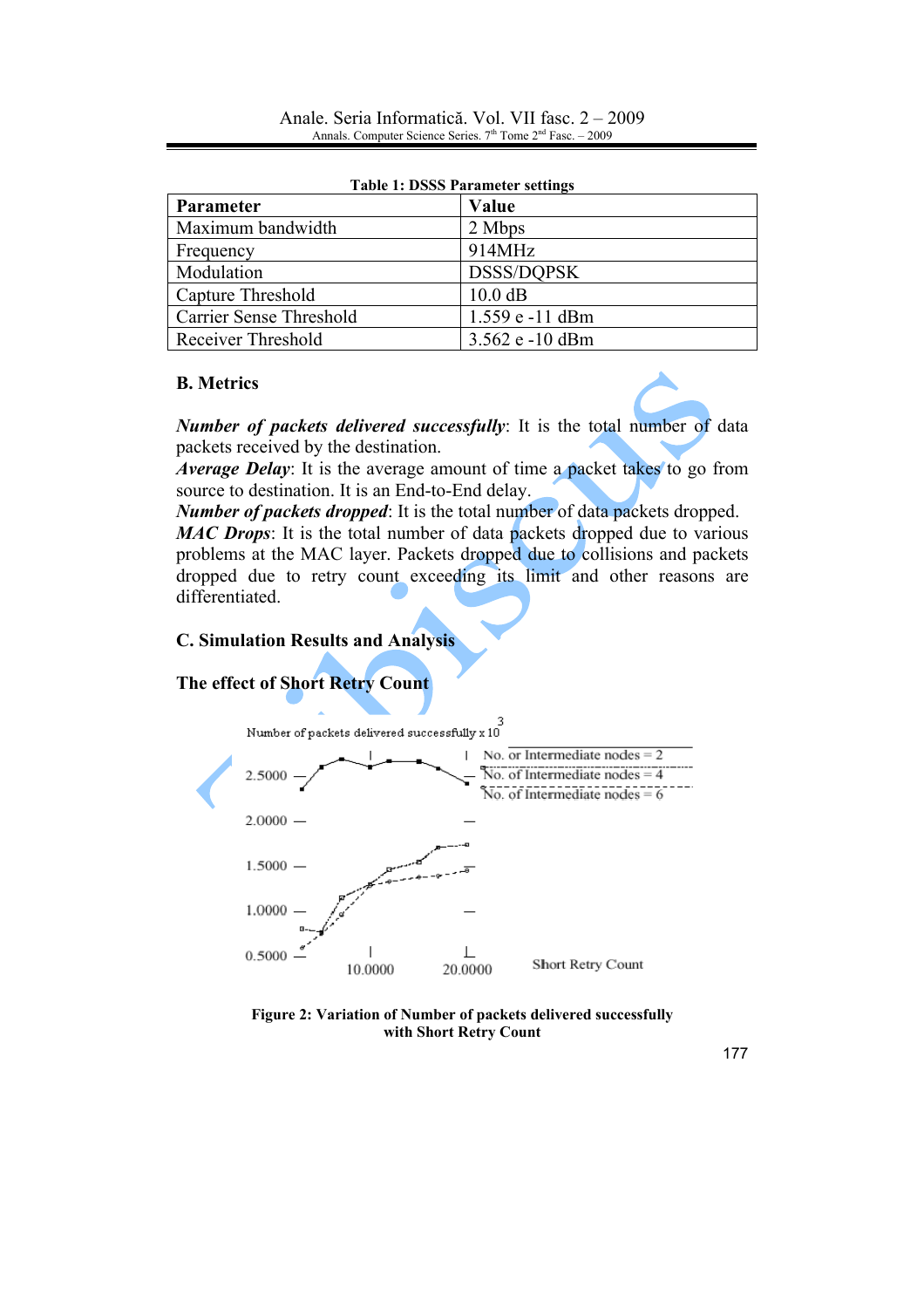**Table 1: DSSS Parameter settings**

| Parameter | Value |
|---|---|
| Maximum bandwidth | 2 Mbps |
| Frequency | 914MHz |
| Modulation | DSSS/DQPSK |
| Capture Threshold | 10.0 dB |
| Carrier Sense Threshold | 1.559 e -11 dBm |
| Receiver Threshold | 3.562 e -10 dBm |

### B. Metrics

***Number of packets delivered successfully***: It is the total number of data packets received by the destination.
***Average Delay***: It is the average amount of time a packet takes to go from source to destination. It is an End-to-End delay.
***Number of packets dropped***: It is the total number of data packets dropped.
***MAC Drops***: It is the total number of data packets dropped due to various problems at the MAC layer. Packets dropped due to collisions and packets dropped due to retry count exceeding its limit and other reasons are differentiated.

### C. Simulation Results and Analysis

**The effect of Short Retry Count**

**Figure 2: Variation of Number of packets delivered successfully with Short Retry Count**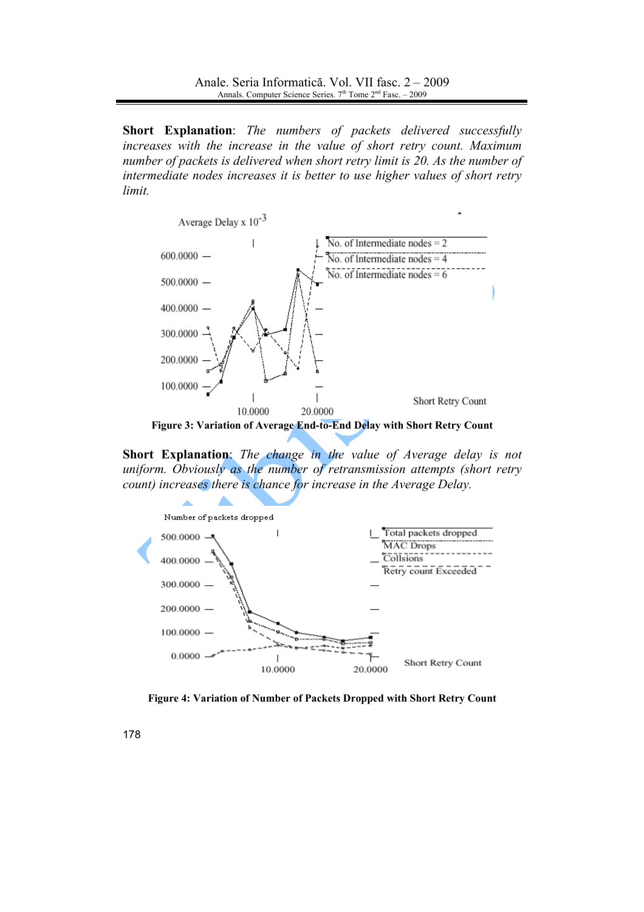**Short Explanation**: *The numbers of packets delivered successfully increases with the increase in the value of short retry count. Maximum number of packets is delivered when short retry limit is 20. As the number of intermediate nodes increases it is better to use higher values of short retry limit.*

**Figure 3: Variation of Average End-to-End Delay with Short Retry Count**

**Short Explanation**: *The change in the value of Average delay is not uniform. Obviously as the number of retransmission attempts (short retry count) increases there is chance for increase in the Average Delay.*

**Figure 4: Variation of Number of Packets Dropped with Short Retry Count**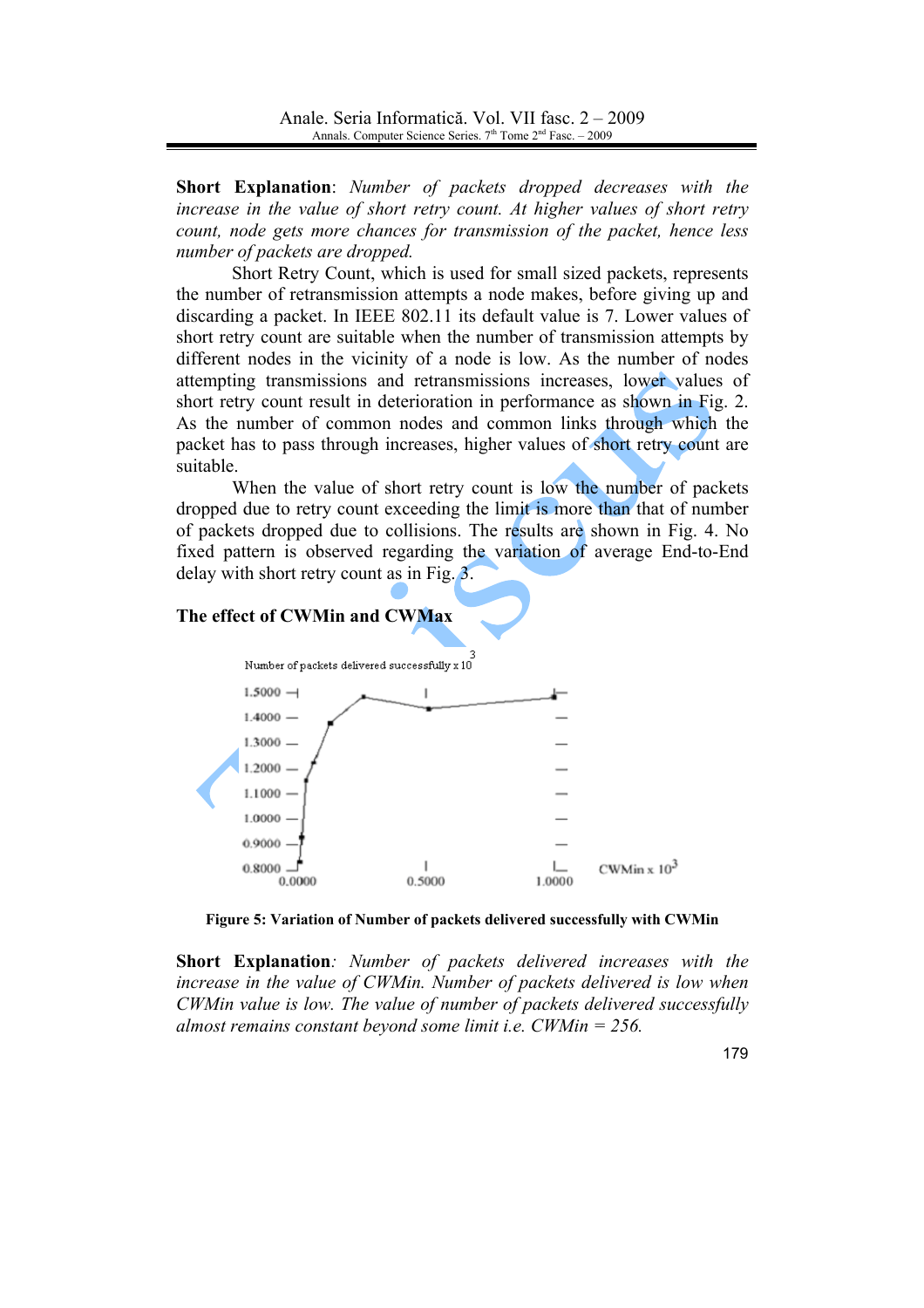**Short Explanation**: *Number of packets dropped decreases with the increase in the value of short retry count. At higher values of short retry count, node gets more chances for transmission of the packet, hence less number of packets are dropped.*

Short Retry Count, which is used for small sized packets, represents the number of retransmission attempts a node makes, before giving up and discarding a packet. In IEEE 802.11 its default value is 7. Lower values of short retry count are suitable when the number of transmission attempts by different nodes in the vicinity of a node is low. As the number of nodes attempting transmissions and retransmissions increases, lower values of short retry count result in deterioration in performance as shown in Fig. 2. As the number of common nodes and common links through which the packet has to pass through increases, higher values of short retry count are suitable.

When the value of short retry count is low the number of packets dropped due to retry count exceeding the limit is more than that of number of packets dropped due to collisions. The results are shown in Fig. 4. No fixed pattern is observed regarding the variation of average End-to-End delay with short retry count as in Fig. 3.

### The effect of CWMin and CWMax

**Figure 5: Variation of Number of packets delivered successfully with CWMin**

**Short Explanation**: *Number of packets delivered increases with the increase in the value of CWMin. Number of packets delivered is low when CWMin value is low. The value of number of packets delivered successfully almost remains constant beyond some limit i.e. CWMin = 256.*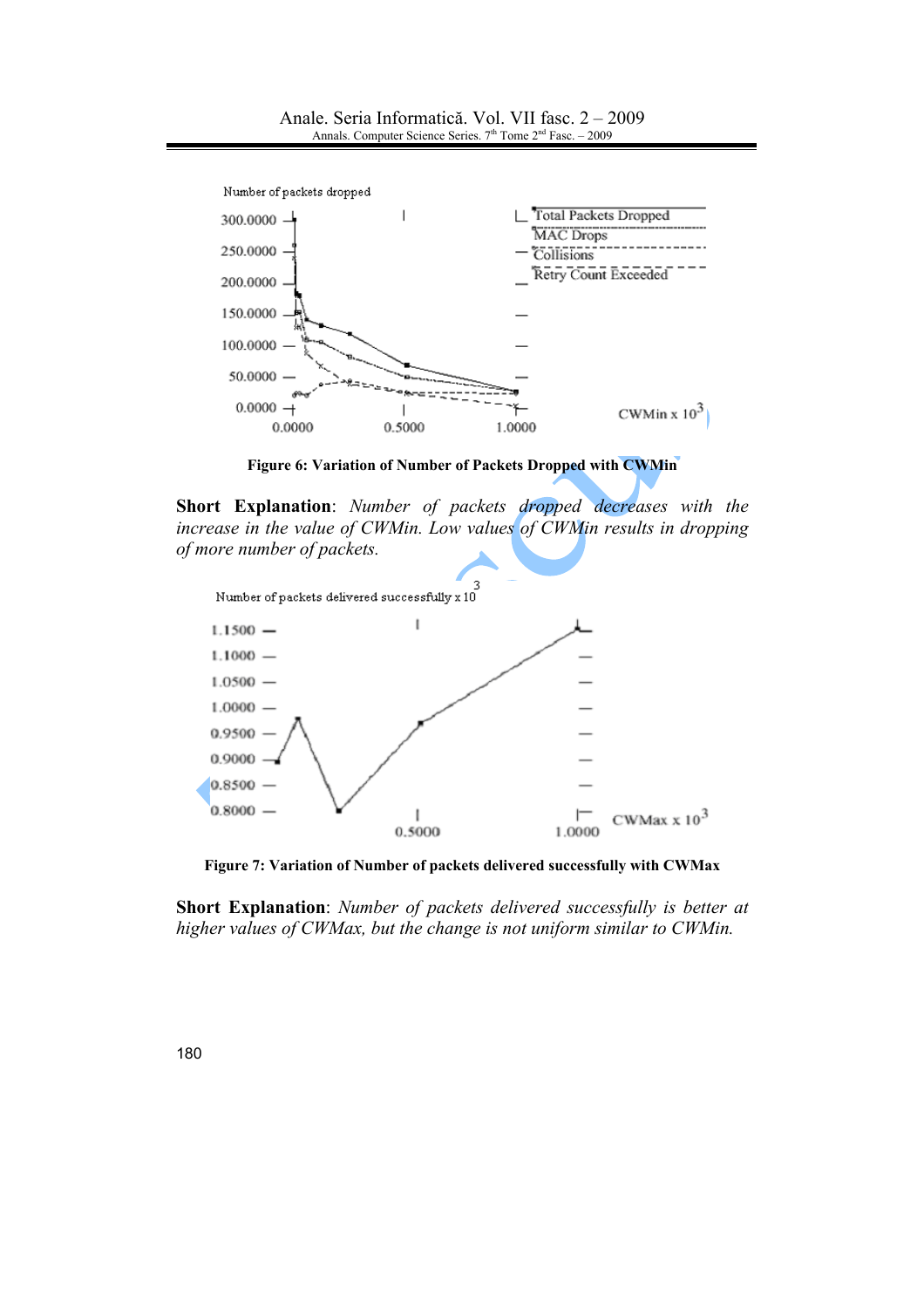Figure 6: Variation of Number of Packets Dropped with CWMin

**Short Explanation**: *Number of packets dropped decreases with the increase in the value of CWMin. Low values of CWMin results in dropping of more number of packets.*

Figure 7: Variation of Number of packets delivered successfully with CWMax

**Short Explanation**: *Number of packets delivered successfully is better at higher values of CWMax, but the change is not uniform similar to CWMin.*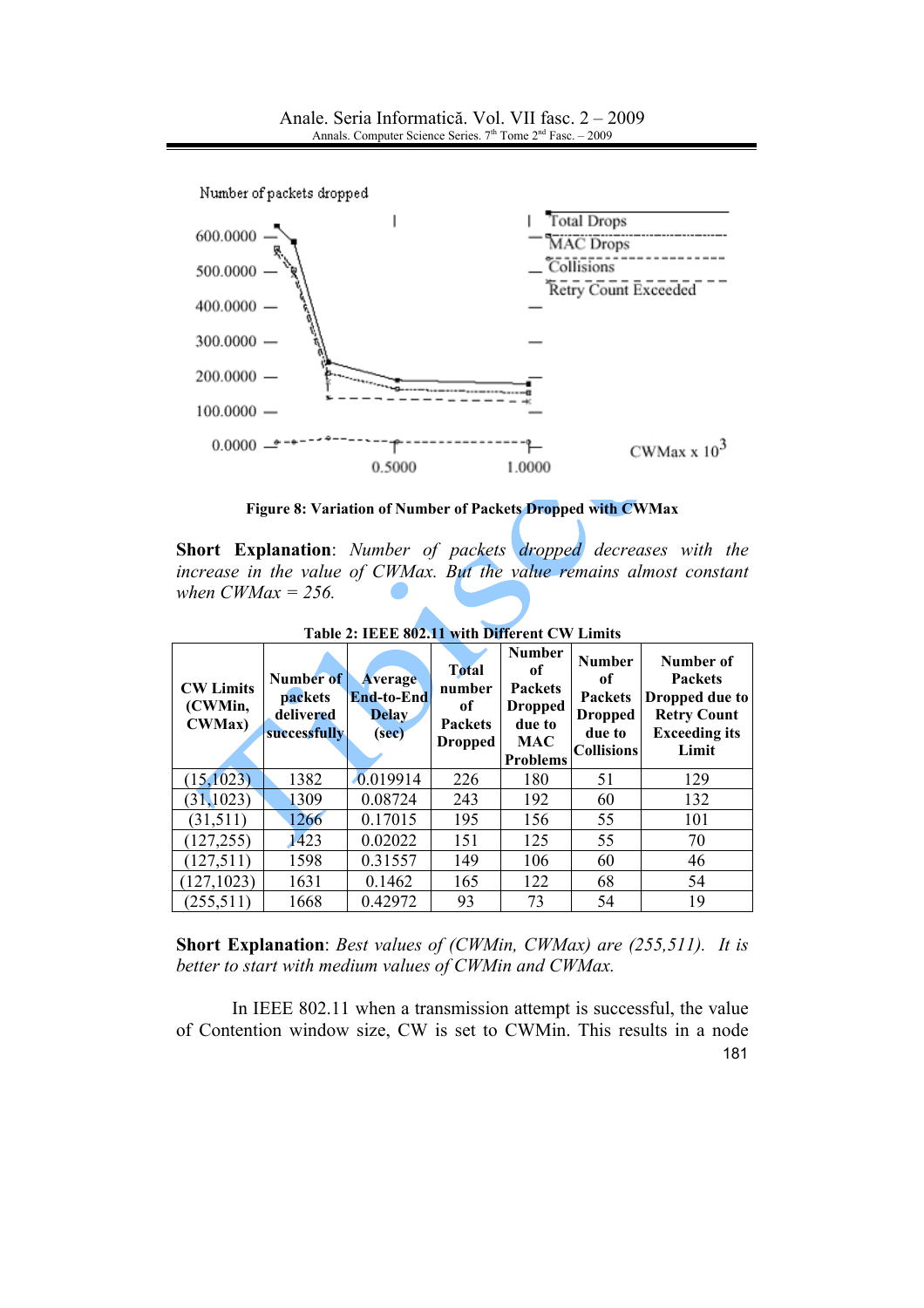Figure 8: Variation of Number of Packets Dropped with CWMax

**Short Explanation**: *Number of packets dropped decreases with the increase in the value of CWMax. But the value remains almost constant when CWMax = 256.*

**Table 2: IEEE 802.11 with Different CW Limits**

| CW Limits (CWMin, CWMax) | Number of packets delivered successfully | Average End-to-End Delay (sec) | Total number of Packets Dropped | Number of Packets Dropped due to MAC Problems | Number of Packets Dropped due to Collisions | Number of Packets Dropped due to Retry Count Exceeding its Limit |
|---|---|---|---|---|---|---|
| (15,1023) | 1382 | 0.019914 | 226 | 180 | 51 | 129 |
| (31,1023) | 1309 | 0.08724 | 243 | 192 | 60 | 132 |
| (31,511) | 1266 | 0.17015 | 195 | 156 | 55 | 101 |
| (127,255) | 1423 | 0.02022 | 151 | 125 | 55 | 70 |
| (127,511) | 1598 | 0.31557 | 149 | 106 | 60 | 46 |
| (127,1023) | 1631 | 0.1462 | 165 | 122 | 68 | 54 |
| (255,511) | 1668 | 0.42972 | 93 | 73 | 54 | 19 |

**Short Explanation**: *Best values of (CWMin, CWMax) are (255,511). It is better to start with medium values of CWMin and CWMax.*

In IEEE 802.11 when a transmission attempt is successful, the value of Contention window size, CW is set to CWMin. This results in a node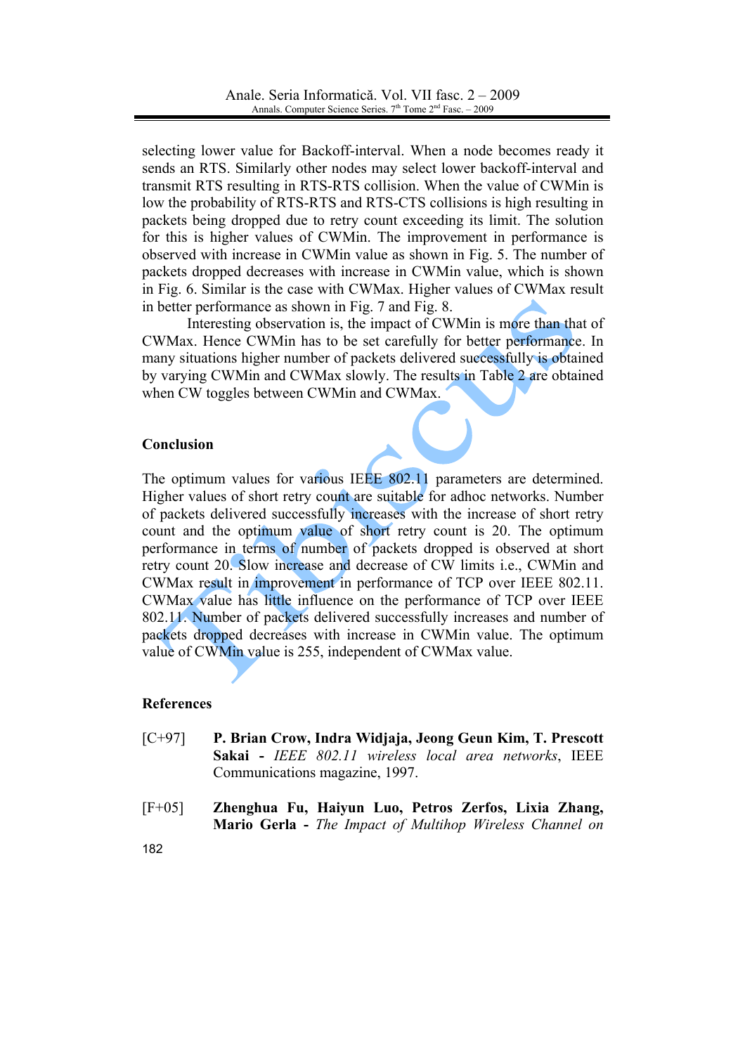selecting lower value for Backoff-interval. When a node becomes ready it sends an RTS. Similarly other nodes may select lower backoff-interval and transmit RTS resulting in RTS-RTS collision. When the value of CWMin is low the probability of RTS-RTS and RTS-CTS collisions is high resulting in packets being dropped due to retry count exceeding its limit. The solution for this is higher values of CWMin. The improvement in performance is observed with increase in CWMin value as shown in Fig. 5. The number of packets dropped decreases with increase in CWMin value, which is shown in Fig. 6. Similar is the case with CWMax. Higher values of CWMax result in better performance as shown in Fig. 7 and Fig. 8.

Interesting observation is, the impact of CWMin is more than that of CWMax. Hence CWMin has to be set carefully for better performance. In many situations higher number of packets delivered successfully is obtained by varying CWMin and CWMax slowly. The results in Table 2 are obtained when CW toggles between CWMin and CWMax.

## Conclusion

The optimum values for various IEEE 802.11 parameters are determined. Higher values of short retry count are suitable for adhoc networks. Number of packets delivered successfully increases with the increase of short retry count and the optimum value of short retry count is 20. The optimum performance in terms of number of packets dropped is observed at short retry count 20. Slow increase and decrease of CW limits i.e., CWMin and CWMax result in improvement in performance of TCP over IEEE 802.11. CWMax value has little influence on the performance of TCP over IEEE 802.11. Number of packets delivered successfully increases and number of packets dropped decreases with increase in CWMin value. The optimum value of CWMin value is 255, independent of CWMax value.

## References

[C+97] **P. Brian Crow, Indra Widjaja, Jeong Geun Kim, T. Prescott Sakai -** *IEEE 802.11 wireless local area networks*, IEEE Communications magazine, 1997.

[F+05] **Zhenghua Fu, Haiyun Luo, Petros Zerfos, Lixia Zhang, Mario Gerla -** *The Impact of Multihop Wireless Channel on*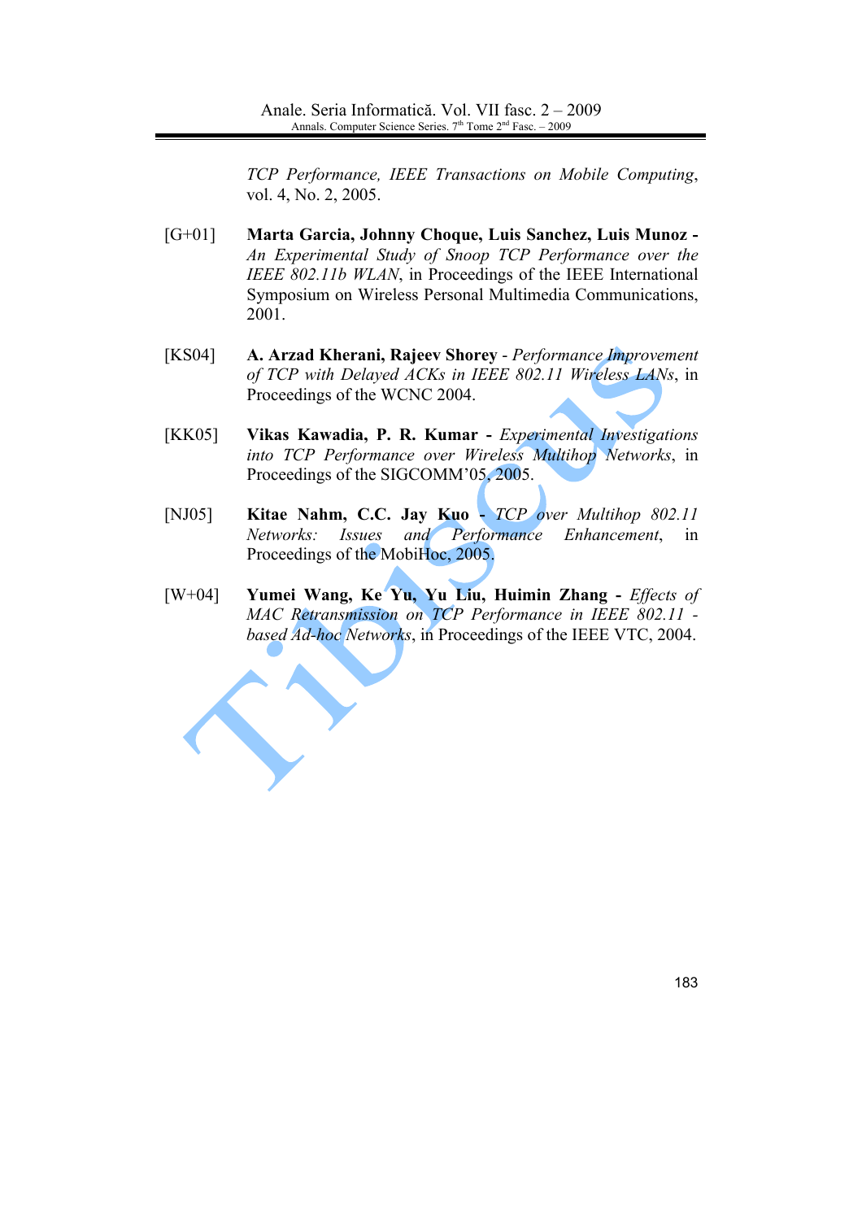*TCP Performance, IEEE Transactions on Mobile Computing*, vol. 4, No. 2, 2005.

[G+01] **Marta Garcia, Johnny Choque, Luis Sanchez, Luis Munoz -** *An Experimental Study of Snoop TCP Performance over the IEEE 802.11b WLAN*, in Proceedings of the IEEE International Symposium on Wireless Personal Multimedia Communications, 2001.

[KS04] **A. Arzad Kherani, Rajeev Shorey** - *Performance Improvement of TCP with Delayed ACKs in IEEE 802.11 Wireless LANs*, in Proceedings of the WCNC 2004.

[KK05] **Vikas Kawadia, P. R. Kumar -** *Experimental Investigations into TCP Performance over Wireless Multihop Networks*, in Proceedings of the SIGCOMM'05, 2005.

[NJ05] **Kitae Nahm, C.C. Jay Kuo -** *TCP over Multihop 802.11 Networks: Issues and Performance Enhancement*, in Proceedings of the MobiHoc, 2005.

[W+04] **Yumei Wang, Ke Yu, Yu Liu, Huimin Zhang -** *Effects of MAC Retransmission on TCP Performance in IEEE 802.11 - based Ad-hoc Networks*, in Proceedings of the IEEE VTC, 2004.